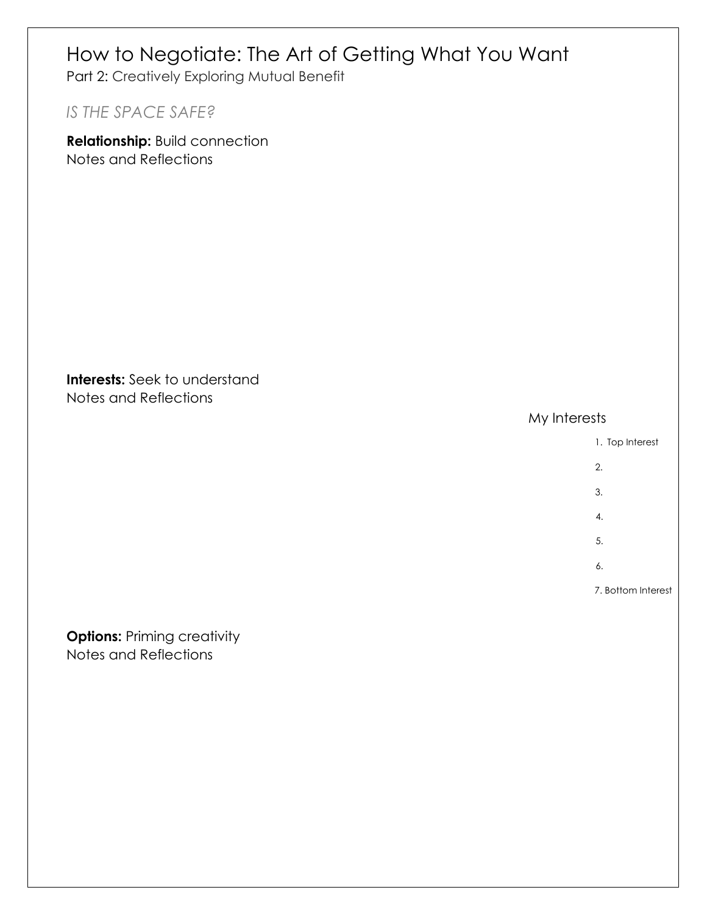# How to Negotiate: The Art of Getting What You Want

Part 2: Creatively Exploring Mutual Benefit

*IS THE SPACE SAFE?*

**Relationship:** Build connection

Notes and Reflections

**Interests:** Seek to understand

Notes and Reflections

My Interests

1. Top Interest
2.
3.
4.
5.
6.
7. Bottom Interest

**Options:** Priming creativity

Notes and Reflections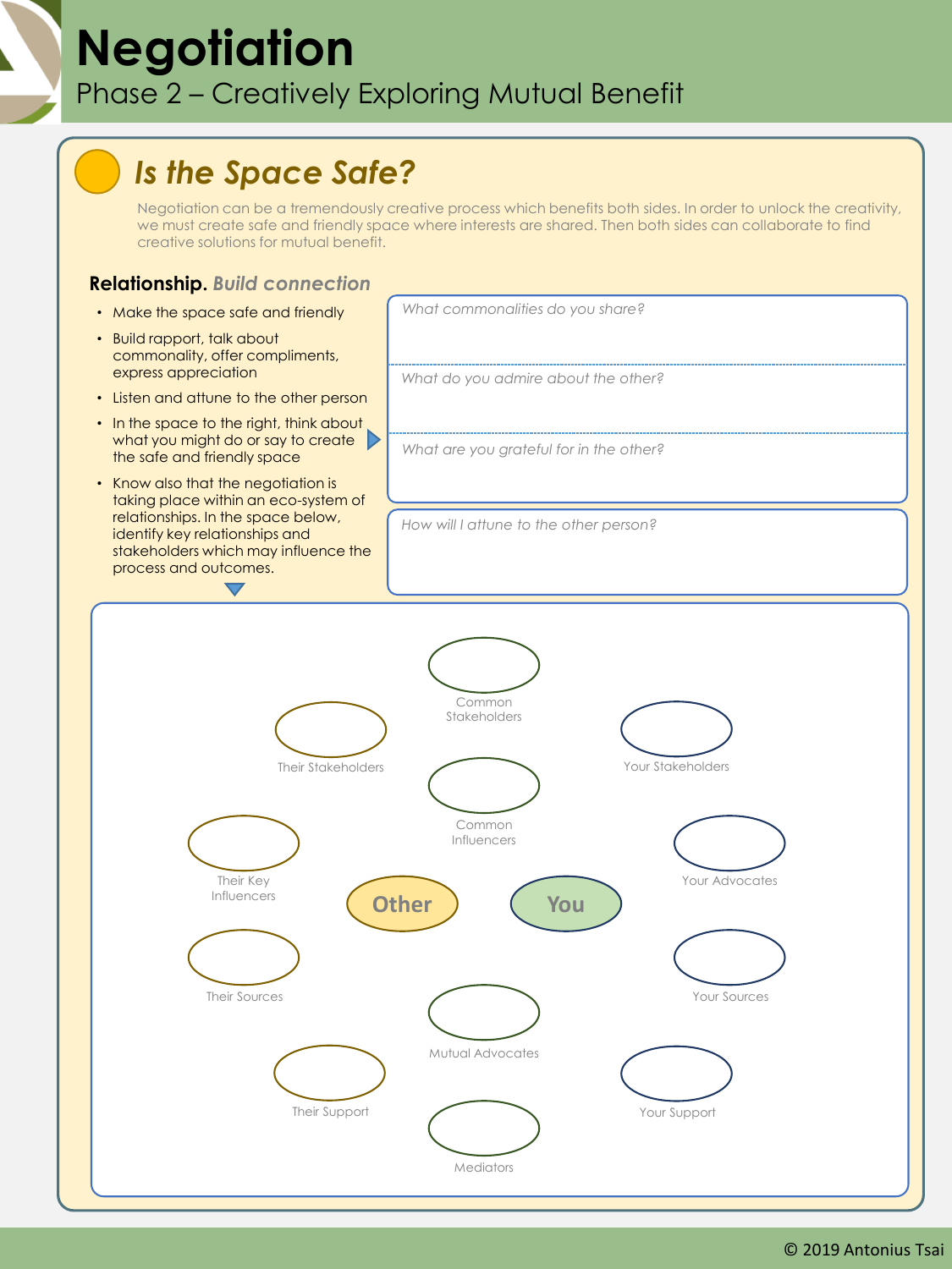# Negotiation

## Phase 2 – Creatively Exploring Mutual Benefit

### *Is the Space Safe?*

Negotiation can be a tremendously creative process which benefits both sides. In order to unlock the creativity, we must create safe and friendly space where interests are shared. Then both sides can collaborate to find creative solutions for mutual benefit.

**Relationship.** ***Build connection***

- Make the space safe and friendly
- Build rapport, talk about commonality, offer compliments, express appreciation
- Listen and attune to the other person
- In the space to the right, think about what you might do or say to create the safe and friendly space
- Know also that the negotiation is taking place within an eco-system of relationships. In the space below, identify key relationships and stakeholders which may influence the process and outcomes.

*What commonalities do you share?*

*What do you admire about the other?*

*What are you grateful for in the other?*

*How will I attune to the other person?*

Common Stakeholders

Their Stakeholders

Your Stakeholders

Common Influencers

Their Key Influencers

Your Advocates

Other

You

Their Sources

Your Sources

Mutual Advocates

Their Support

Your Support

Mediators

© 2019 Antonius Tsai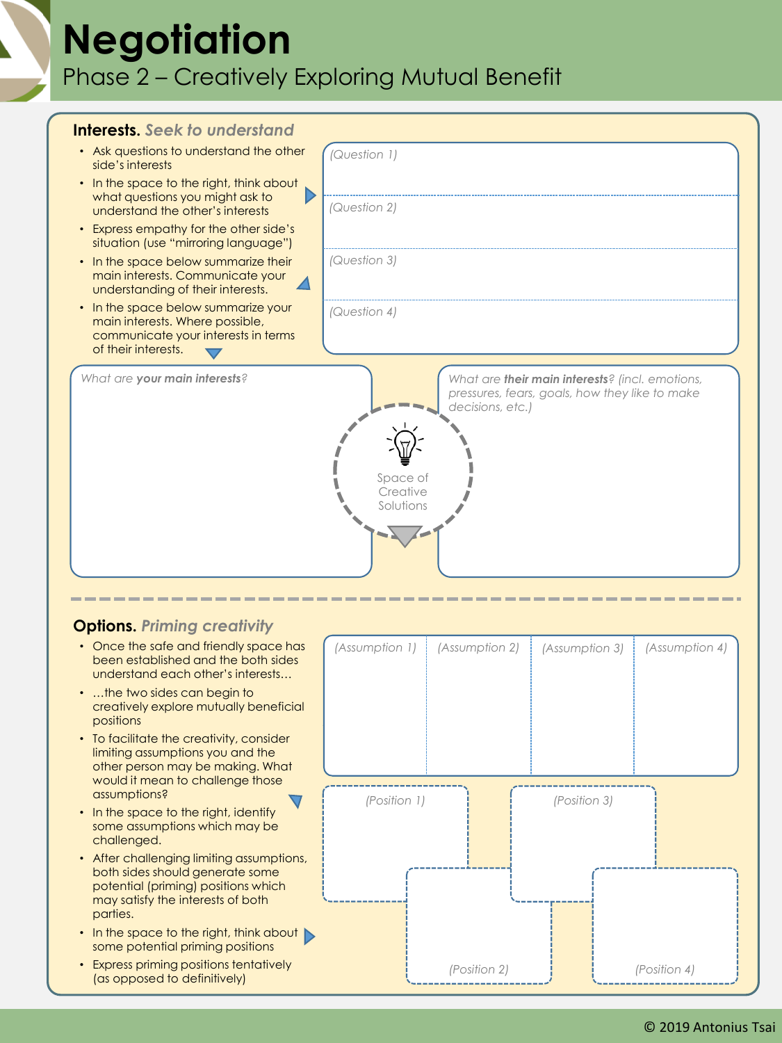# Negotiation

## Phase 2 – Creatively Exploring Mutual Benefit

### Interests. *Seek to understand*

- Ask questions to understand the other side's interests
- In the space to the right, think about what questions you might ask to understand the other's interests
- Express empathy for the other side's situation (use "mirroring language")
- In the space below summarize their main interests. Communicate your understanding of their interests.
- In the space below summarize your main interests. Where possible, communicate your interests in terms of their interests.

*(Question 1)*

*(Question 2)*

*(Question 3)*

*(Question 4)*

*What are **your main interests**?*

Space of Creative Solutions

*What are **their main interests**? (incl. emotions, pressures, fears, goals, how they like to make decisions, etc.)*

### Options. *Priming creativity*

- Once the safe and friendly space has been established and the both sides understand each other's interests…
- …the two sides can begin to creatively explore mutually beneficial positions
- To facilitate the creativity, consider limiting assumptions you and the other person may be making. What would it mean to challenge those assumptions?
- In the space to the right, identify some assumptions which may be challenged.
- After challenging limiting assumptions, both sides should generate some potential (priming) positions which may satisfy the interests of both parties.
- In the space to the right, think about some potential priming positions
- Express priming positions tentatively (as opposed to definitively)

| *(Assumption 1)* | *(Assumption 2)* | *(Assumption 3)* | *(Assumption 4)* |
| --- | --- | --- | --- |
| | | | |

*(Position 1)*

*(Position 2)*

*(Position 3)*

*(Position 4)*

© 2019 Antonius Tsai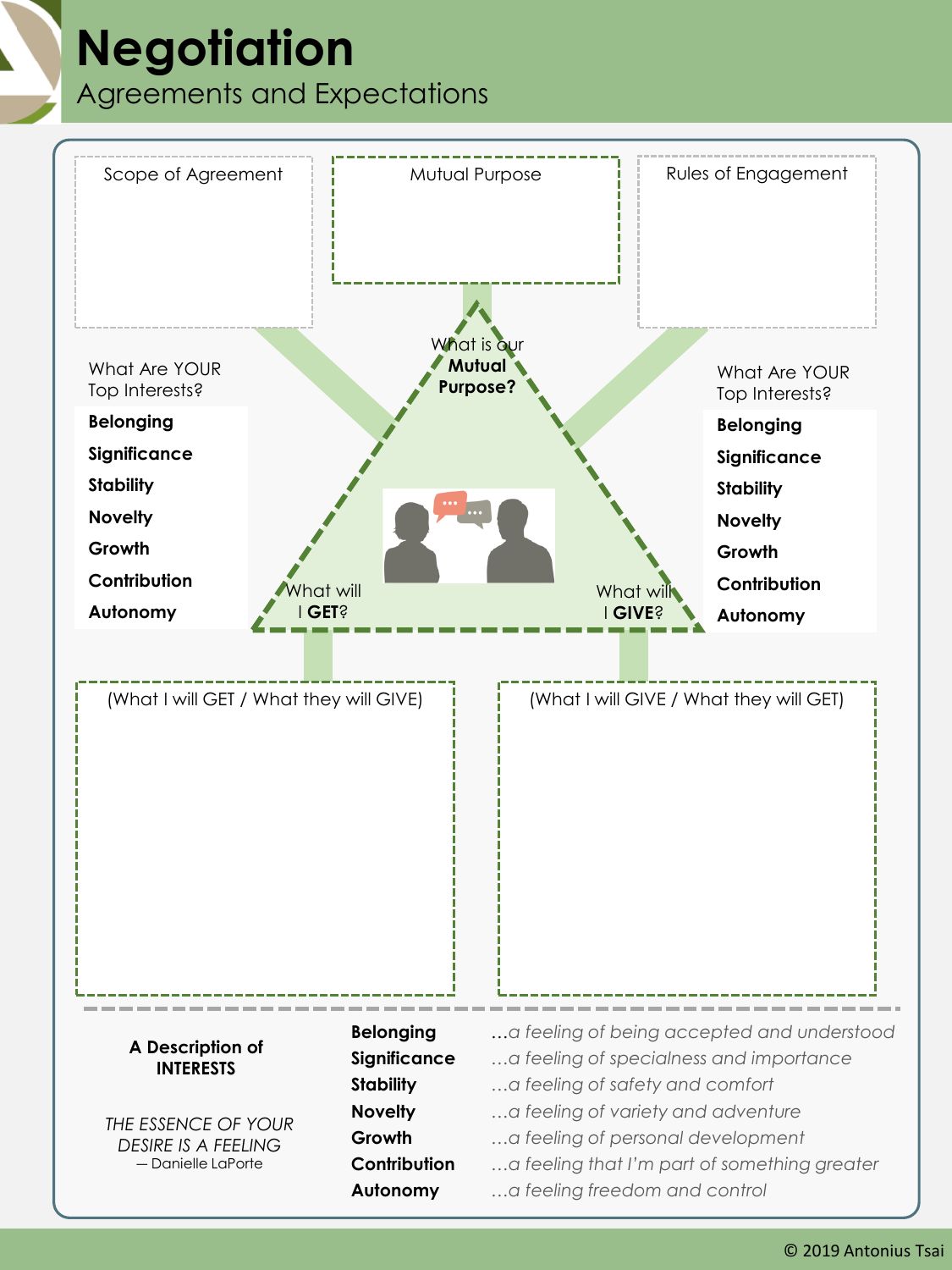# Negotiation

## Agreements and Expectations

Scope of Agreement

Mutual Purpose

Rules of Engagement

What Are YOUR Top Interests?

**Belonging**
**Significance**
**Stability**
**Novelty**
**Growth**
**Contribution**
**Autonomy**

What is our **Mutual Purpose?**

What will I **GET**?

What will I **GIVE**?

What Are YOUR Top Interests?

**Belonging**
**Significance**
**Stability**
**Novelty**
**Growth**
**Contribution**
**Autonomy**

(What I will GET / What they will GIVE)

(What I will GIVE / What they will GET)

**A Description of INTERESTS**

*THE ESSENCE OF YOUR DESIRE IS A FEELING*
— Danielle LaPorte

| | |
|---|---|
| **Belonging** | *…a feeling of being accepted and understood* |
| **Significance** | *…a feeling of specialness and importance* |
| **Stability** | *…a feeling of safety and comfort* |
| **Novelty** | *…a feeling of variety and adventure* |
| **Growth** | *…a feeling of personal development* |
| **Contribution** | *…a feeling that I'm part of something greater* |
| **Autonomy** | *…a feeling freedom and control* |

© 2019 Antonius Tsai